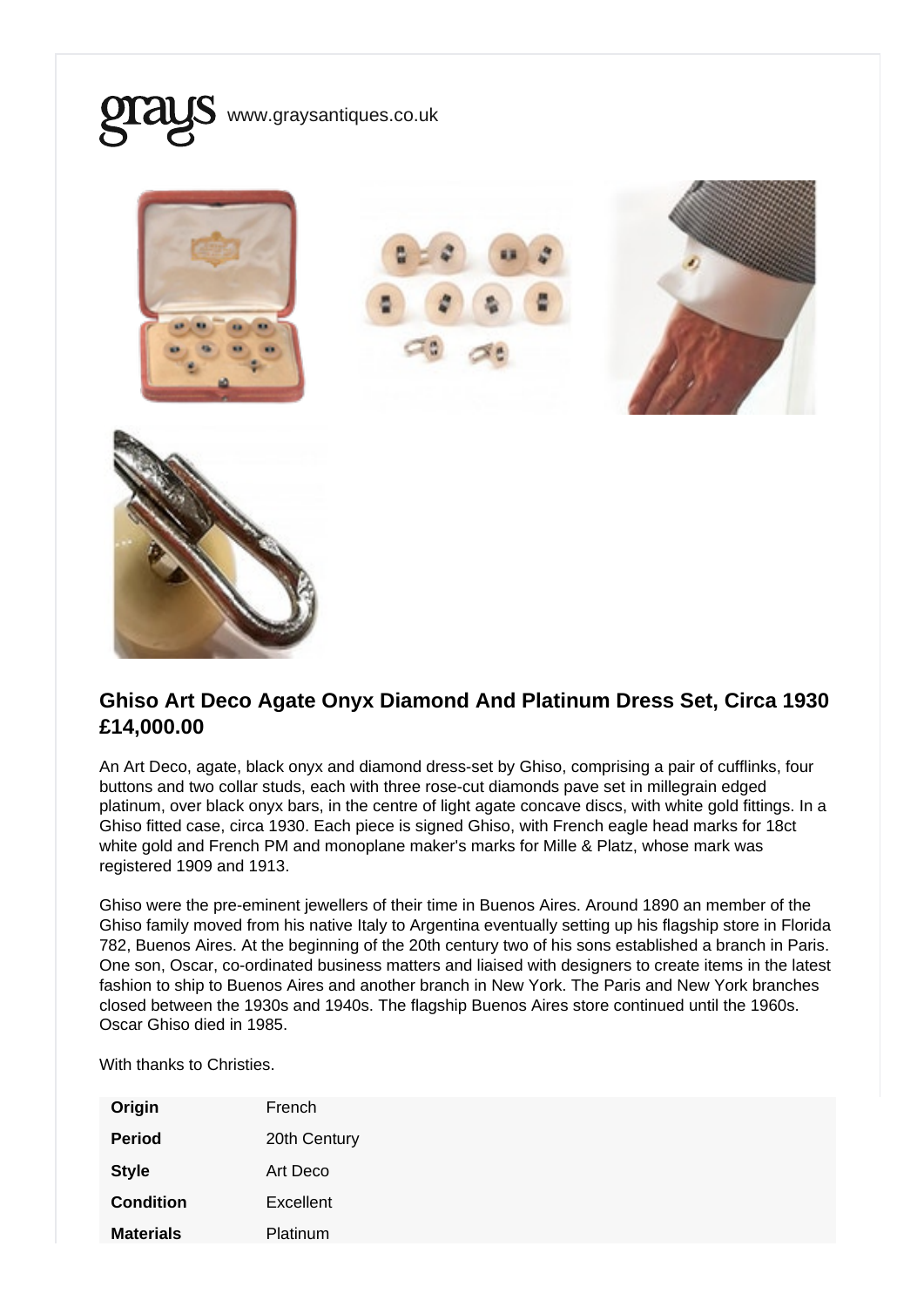grays www.graysantiques.co.uk

## Ghiso Art Deco Agate Onyx Diamond And Platinum Dress Set, Circa 1930

**£14,000.00**

An Art Deco, agate, black onyx and diamond dress-set by Ghiso, comprising a pair of cufflinks, four buttons and two collar studs, each with three rose-cut diamonds pave set in millegrain edged platinum, over black onyx bars, in the centre of light agate concave discs, with white gold fittings. In a Ghiso fitted case, circa 1930. Each piece is signed Ghiso, with French eagle head marks for 18ct white gold and French PM and monoplane maker's marks for Mille & Platz, whose mark was registered 1909 and 1913.

Ghiso were the pre-eminent jewellers of their time in Buenos Aires. Around 1890 an member of the Ghiso family moved from his native Italy to Argentina eventually setting up his flagship store in Florida 782, Buenos Aires. At the beginning of the 20th century two of his sons established a branch in Paris. One son, Oscar, co-ordinated business matters and liaised with designers to create items in the latest fashion to ship to Buenos Aires and another branch in New York. The Paris and New York branches closed between the 1930s and 1940s. The flagship Buenos Aires store continued until the 1960s. Oscar Ghiso died in 1985.

With thanks to Christies.

| | |
|---|---|
| **Origin** | French |
| **Period** | 20th Century |
| **Style** | Art Deco |
| **Condition** | Excellent |
| **Materials** | Platinum |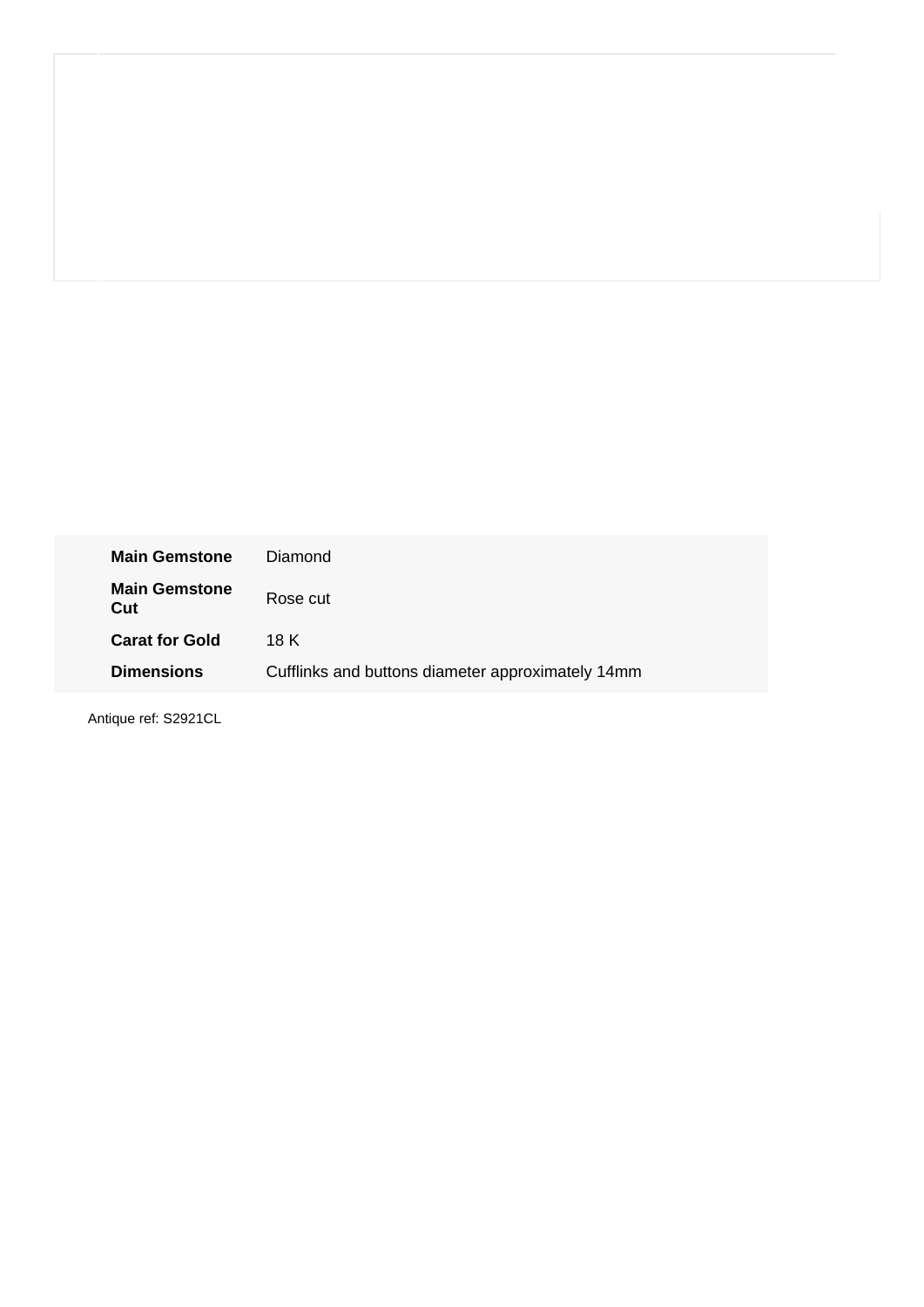| | |
|---|---|
| **Main Gemstone** | Diamond |
| **Main Gemstone Cut** | Rose cut |
| **Carat for Gold** | 18 K |
| **Dimensions** | Cufflinks and buttons diameter approximately 14mm |

Antique ref: S2921CL